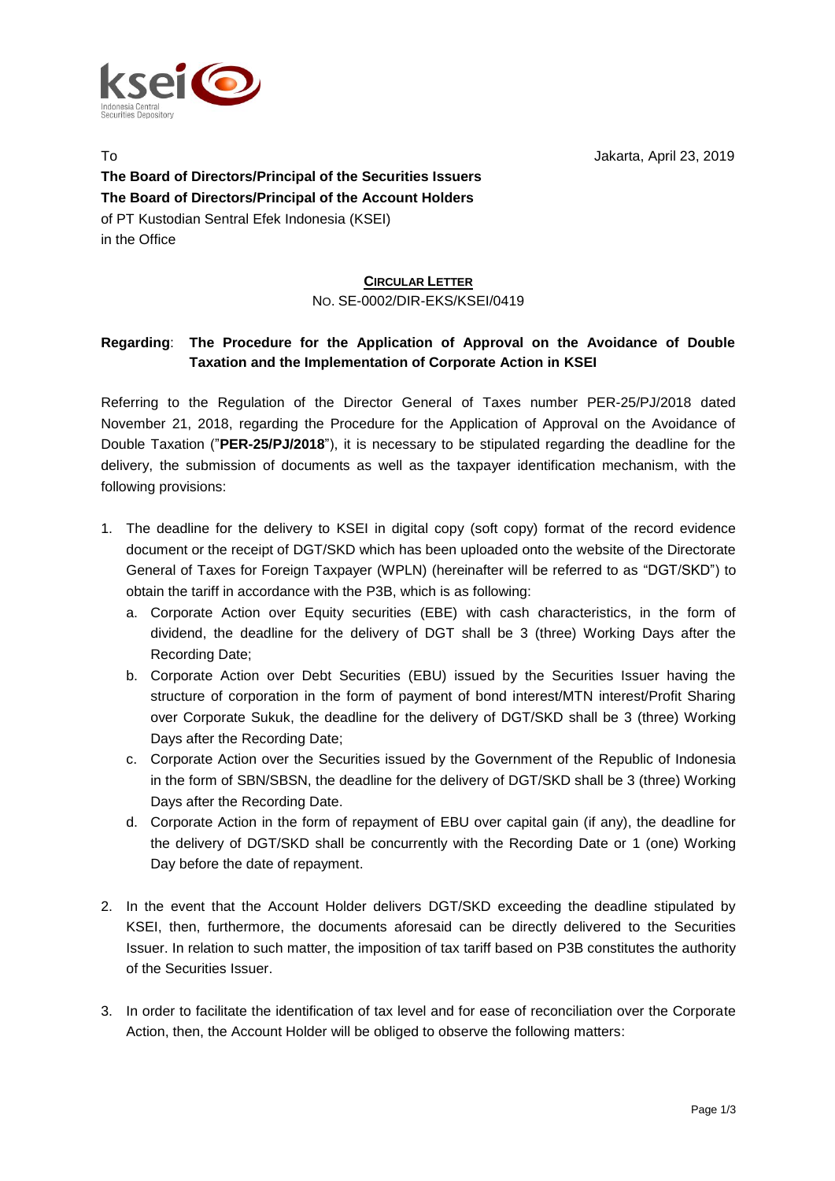To

Jakarta, April 23, 2019

**The Board of Directors/Principal of the Securities Issuers**
**The Board of Directors/Principal of the Account Holders**
of PT Kustodian Sentral Efek Indonesia (KSEI)
in the Office

**CIRCULAR LETTER**
NO. SE-0002/DIR-EKS/KSEI/0419

**Regarding**: **The Procedure for the Application of Approval on the Avoidance of Double Taxation and the Implementation of Corporate Action in KSEI**

Referring to the Regulation of the Director General of Taxes number PER-25/PJ/2018 dated November 21, 2018, regarding the Procedure for the Application of Approval on the Avoidance of Double Taxation ("**PER-25/PJ/2018**"), it is necessary to be stipulated regarding the deadline for the delivery, the submission of documents as well as the taxpayer identification mechanism, with the following provisions:

1. The deadline for the delivery to KSEI in digital copy (soft copy) format of the record evidence document or the receipt of DGT/SKD which has been uploaded onto the website of the Directorate General of Taxes for Foreign Taxpayer (WPLN) (hereinafter will be referred to as "DGT/SKD") to obtain the tariff in accordance with the P3B, which is as following:
   a. Corporate Action over Equity securities (EBE) with cash characteristics, in the form of dividend, the deadline for the delivery of DGT shall be 3 (three) Working Days after the Recording Date;
   b. Corporate Action over Debt Securities (EBU) issued by the Securities Issuer having the structure of corporation in the form of payment of bond interest/MTN interest/Profit Sharing over Corporate Sukuk, the deadline for the delivery of DGT/SKD shall be 3 (three) Working Days after the Recording Date;
   c. Corporate Action over the Securities issued by the Government of the Republic of Indonesia in the form of SBN/SBSN, the deadline for the delivery of DGT/SKD shall be 3 (three) Working Days after the Recording Date.
   d. Corporate Action in the form of repayment of EBU over capital gain (if any), the deadline for the delivery of DGT/SKD shall be concurrently with the Recording Date or 1 (one) Working Day before the date of repayment.

2. In the event that the Account Holder delivers DGT/SKD exceeding the deadline stipulated by KSEI, then, furthermore, the documents aforesaid can be directly delivered to the Securities Issuer. In relation to such matter, the imposition of tax tariff based on P3B constitutes the authority of the Securities Issuer.

3. In order to facilitate the identification of tax level and for ease of reconciliation over the Corporate Action, then, the Account Holder will be obliged to observe the following matters: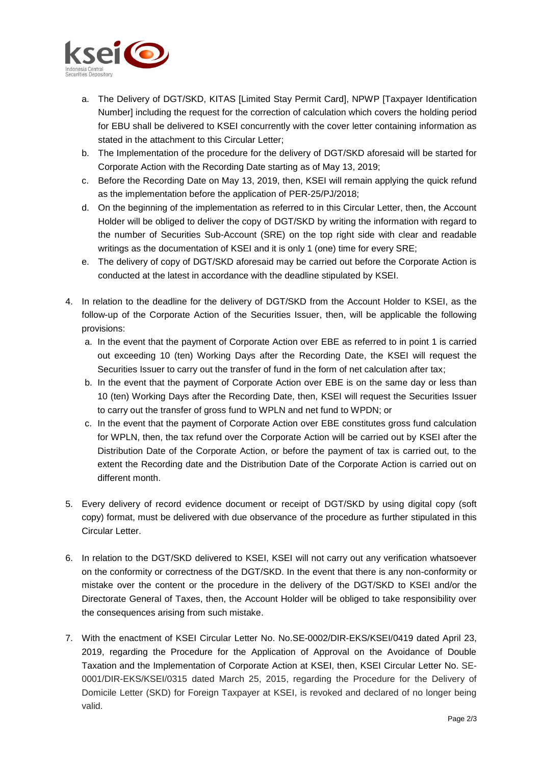a. The Delivery of DGT/SKD, KITAS [Limited Stay Permit Card], NPWP [Taxpayer Identification Number] including the request for the correction of calculation which covers the holding period for EBU shall be delivered to KSEI concurrently with the cover letter containing information as stated in the attachment to this Circular Letter;
b. The Implementation of the procedure for the delivery of DGT/SKD aforesaid will be started for Corporate Action with the Recording Date starting as of May 13, 2019;
c. Before the Recording Date on May 13, 2019, then, KSEI will remain applying the quick refund as the implementation before the application of PER-25/PJ/2018;
d. On the beginning of the implementation as referred to in this Circular Letter, then, the Account Holder will be obliged to deliver the copy of DGT/SKD by writing the information with regard to the number of Securities Sub-Account (SRE) on the top right side with clear and readable writings as the documentation of KSEI and it is only 1 (one) time for every SRE;
e. The delivery of copy of DGT/SKD aforesaid may be carried out before the Corporate Action is conducted at the latest in accordance with the deadline stipulated by KSEI.

4. In relation to the deadline for the delivery of DGT/SKD from the Account Holder to KSEI, as the follow-up of the Corporate Action of the Securities Issuer, then, will be applicable the following provisions:
   a. In the event that the payment of Corporate Action over EBE as referred to in point 1 is carried out exceeding 10 (ten) Working Days after the Recording Date, the KSEI will request the Securities Issuer to carry out the transfer of fund in the form of net calculation after tax;
   b. In the event that the payment of Corporate Action over EBE is on the same day or less than 10 (ten) Working Days after the Recording Date, then, KSEI will request the Securities Issuer to carry out the transfer of gross fund to WPLN and net fund to WPDN; or
   c. In the event that the payment of Corporate Action over EBE constitutes gross fund calculation for WPLN, then, the tax refund over the Corporate Action will be carried out by KSEI after the Distribution Date of the Corporate Action, or before the payment of tax is carried out, to the extent the Recording date and the Distribution Date of the Corporate Action is carried out on different month.

5. Every delivery of record evidence document or receipt of DGT/SKD by using digital copy (soft copy) format, must be delivered with due observance of the procedure as further stipulated in this Circular Letter.

6. In relation to the DGT/SKD delivered to KSEI, KSEI will not carry out any verification whatsoever on the conformity or correctness of the DGT/SKD. In the event that there is any non-conformity or mistake over the content or the procedure in the delivery of the DGT/SKD to KSEI and/or the Directorate General of Taxes, then, the Account Holder will be obliged to take responsibility over the consequences arising from such mistake.

7. With the enactment of KSEI Circular Letter No. No.SE-0002/DIR-EKS/KSEI/0419 dated April 23, 2019, regarding the Procedure for the Application of Approval on the Avoidance of Double Taxation and the Implementation of Corporate Action at KSEI, then, KSEI Circular Letter No. SE-0001/DIR-EKS/KSEI/0315 dated March 25, 2015, regarding the Procedure for the Delivery of Domicile Letter (SKD) for Foreign Taxpayer at KSEI, is revoked and declared of no longer being valid.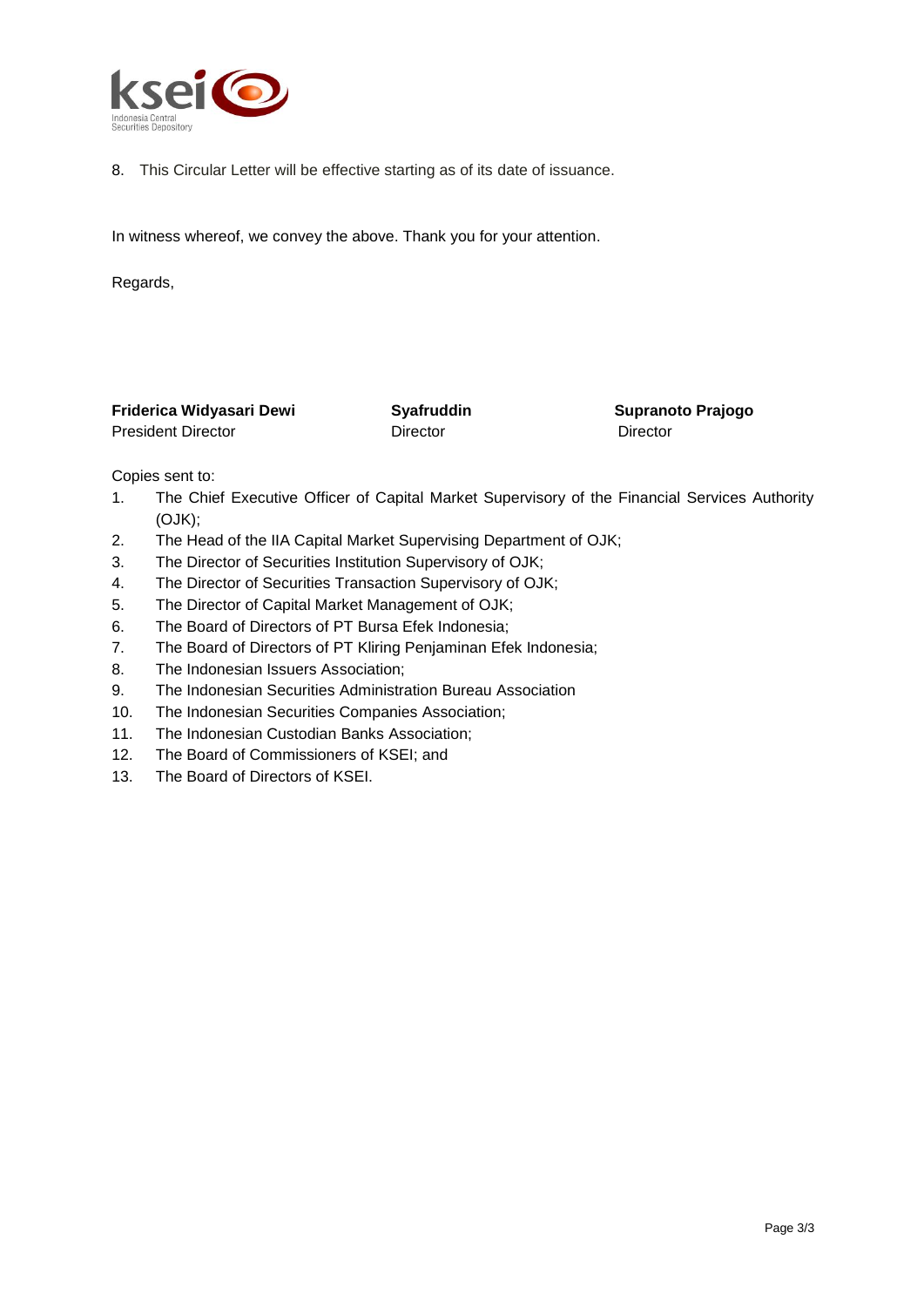8. This Circular Letter will be effective starting as of its date of issuance.

In witness whereof, we convey the above. Thank you for your attention.

Regards,

| **Friderica Widyasari Dewi** | **Syafruddin** | **Supranoto Prajogo** |
|---|---|---|
| President Director | Director | Director |

Copies sent to:

1. The Chief Executive Officer of Capital Market Supervisory of the Financial Services Authority (OJK);
2. The Head of the IIA Capital Market Supervising Department of OJK;
3. The Director of Securities Institution Supervisory of OJK;
4. The Director of Securities Transaction Supervisory of OJK;
5. The Director of Capital Market Management of OJK;
6. The Board of Directors of PT Bursa Efek Indonesia;
7. The Board of Directors of PT Kliring Penjaminan Efek Indonesia;
8. The Indonesian Issuers Association;
9. The Indonesian Securities Administration Bureau Association
10. The Indonesian Securities Companies Association;
11. The Indonesian Custodian Banks Association;
12. The Board of Commissioners of KSEI; and
13. The Board of Directors of KSEI.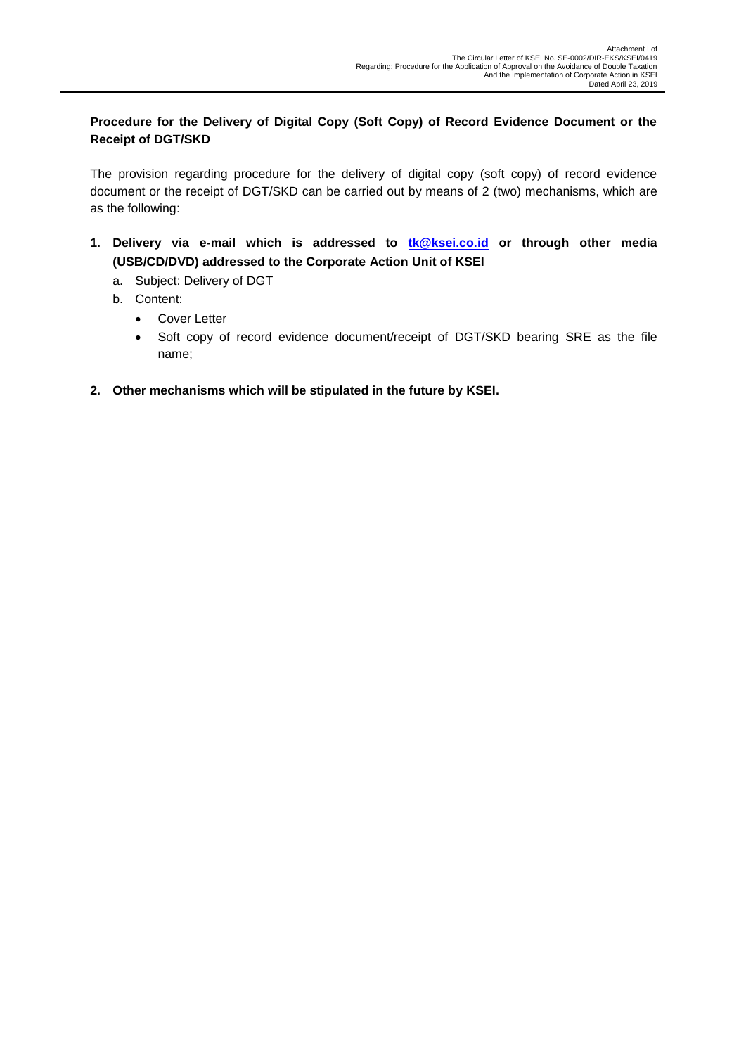Attachment I of
The Circular Letter of KSEI No. SE-0002/DIR-EKS/KSEI/0419
Regarding: Procedure for the Application of Approval on the Avoidance of Double Taxation
And the Implementation of Corporate Action in KSEI
Dated April 23, 2019

**Procedure for the Delivery of Digital Copy (Soft Copy) of Record Evidence Document or the Receipt of DGT/SKD**

The provision regarding procedure for the delivery of digital copy (soft copy) of record evidence document or the receipt of DGT/SKD can be carried out by means of 2 (two) mechanisms, which are as the following:

1. **Delivery via e-mail which is addressed to [tk@ksei.co.id](mailto:tk@ksei.co.id) or through other media (USB/CD/DVD) addressed to the Corporate Action Unit of KSEI**
   a. Subject: Delivery of DGT
   b. Content:
      - Cover Letter
      - Soft copy of record evidence document/receipt of DGT/SKD bearing SRE as the file name;

2. **Other mechanisms which will be stipulated in the future by KSEI.**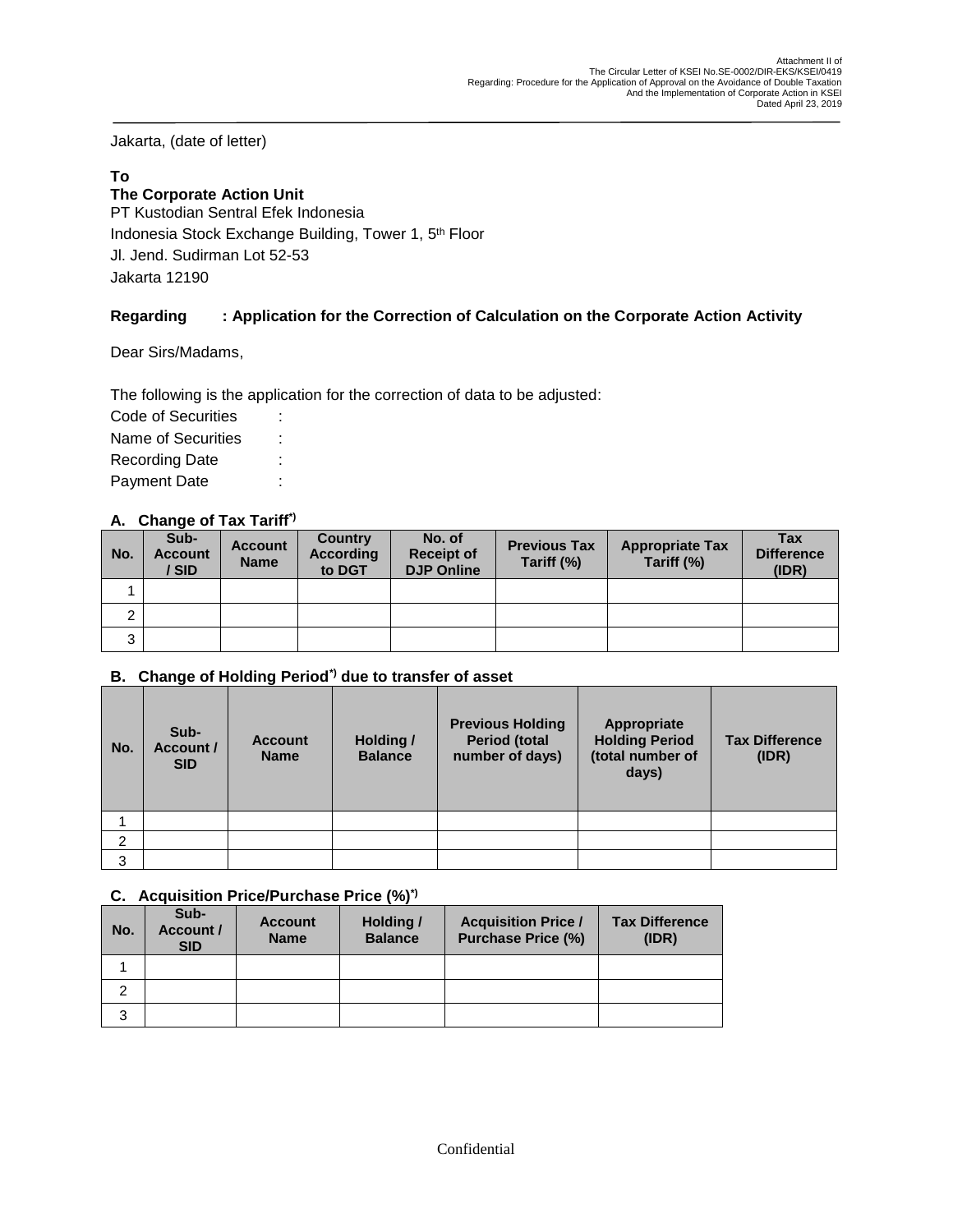Attachment II of
The Circular Letter of KSEI No.SE-0002/DIR-EKS/KSEI/0419
Regarding: Procedure for the Application of Approval on the Avoidance of Double Taxation
And the Implementation of Corporate Action in KSEI
Dated April 23, 2019

Jakarta, (date of letter)

**To**
**The Corporate Action Unit**
PT Kustodian Sentral Efek Indonesia
Indonesia Stock Exchange Building, Tower 1, 5th Floor
Jl. Jend. Sudirman Lot 52-53
Jakarta 12190

**Regarding : Application for the Correction of Calculation on the Corporate Action Activity**

Dear Sirs/Madams,

The following is the application for the correction of data to be adjusted:

Code of Securities :
Name of Securities :
Recording Date :
Payment Date :

**A. Change of Tax Tariff*)**

| No. | Sub-Account / SID | Account Name | Country According to DGT | No. of Receipt of DJP Online | Previous Tax Tariff (%) | Appropriate Tax Tariff (%) | Tax Difference (IDR) |
|---|---|---|---|---|---|---|---|
| 1 | | | | | | | |
| 2 | | | | | | | |
| 3 | | | | | | | |

**B. Change of Holding Period*) due to transfer of asset**

| No. | Sub-Account / SID | Account Name | Holding / Balance | Previous Holding Period (total number of days) | Appropriate Holding Period (total number of days) | Tax Difference (IDR) |
|---|---|---|---|---|---|---|
| 1 | | | | | | |
| 2 | | | | | | |
| 3 | | | | | | |

**C. Acquisition Price/Purchase Price (%)*)**

| No. | Sub-Account / SID | Account Name | Holding / Balance | Acquisition Price / Purchase Price (%) | Tax Difference (IDR) |
|---|---|---|---|---|---|
| 1 | | | | | |
| 2 | | | | | |
| 3 | | | | | |

Confidential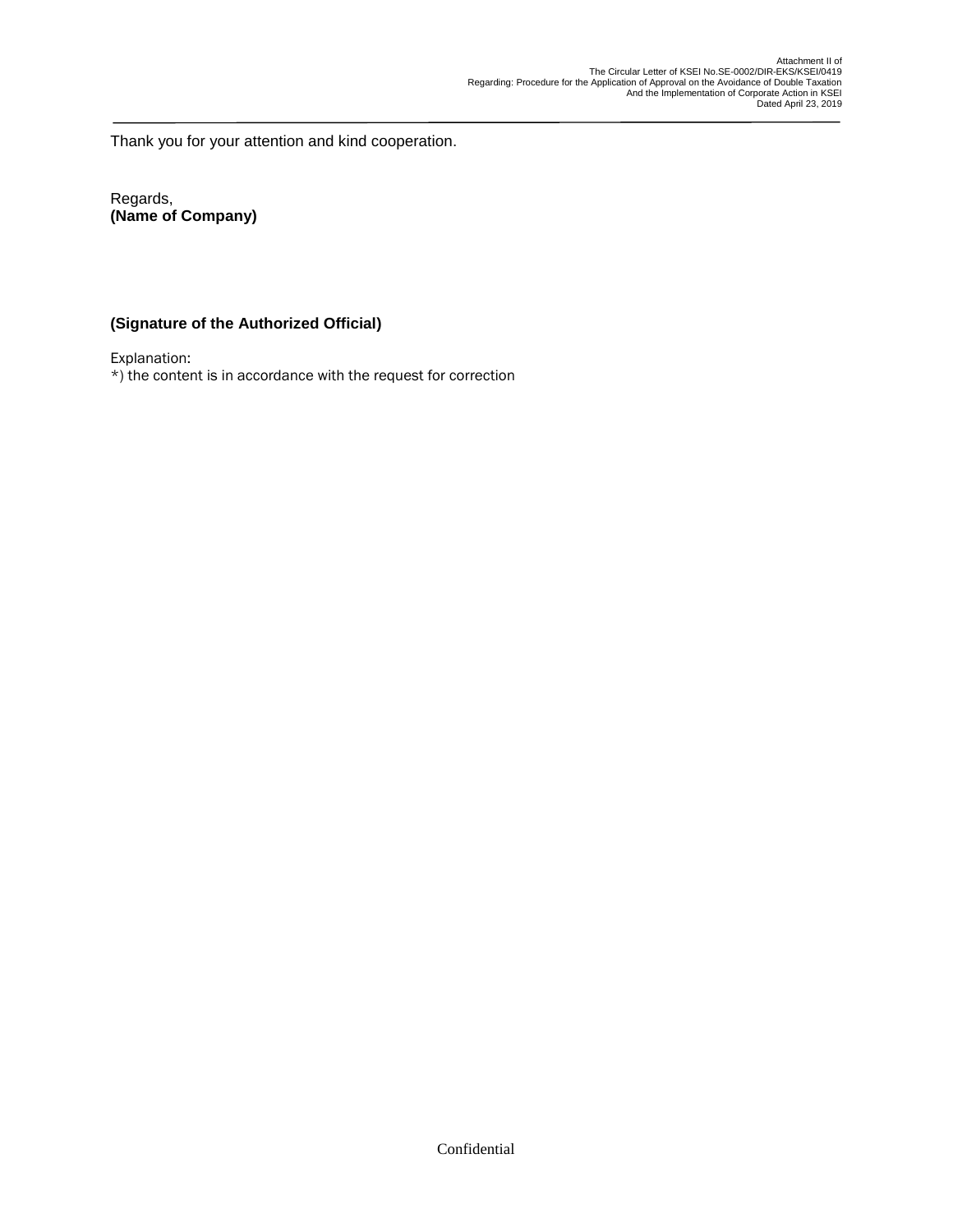Thank you for your attention and kind cooperation.

Regards,
**(Name of Company)**

**(Signature of the Authorized Official)**

Explanation:
*) the content is in accordance with the request for correction